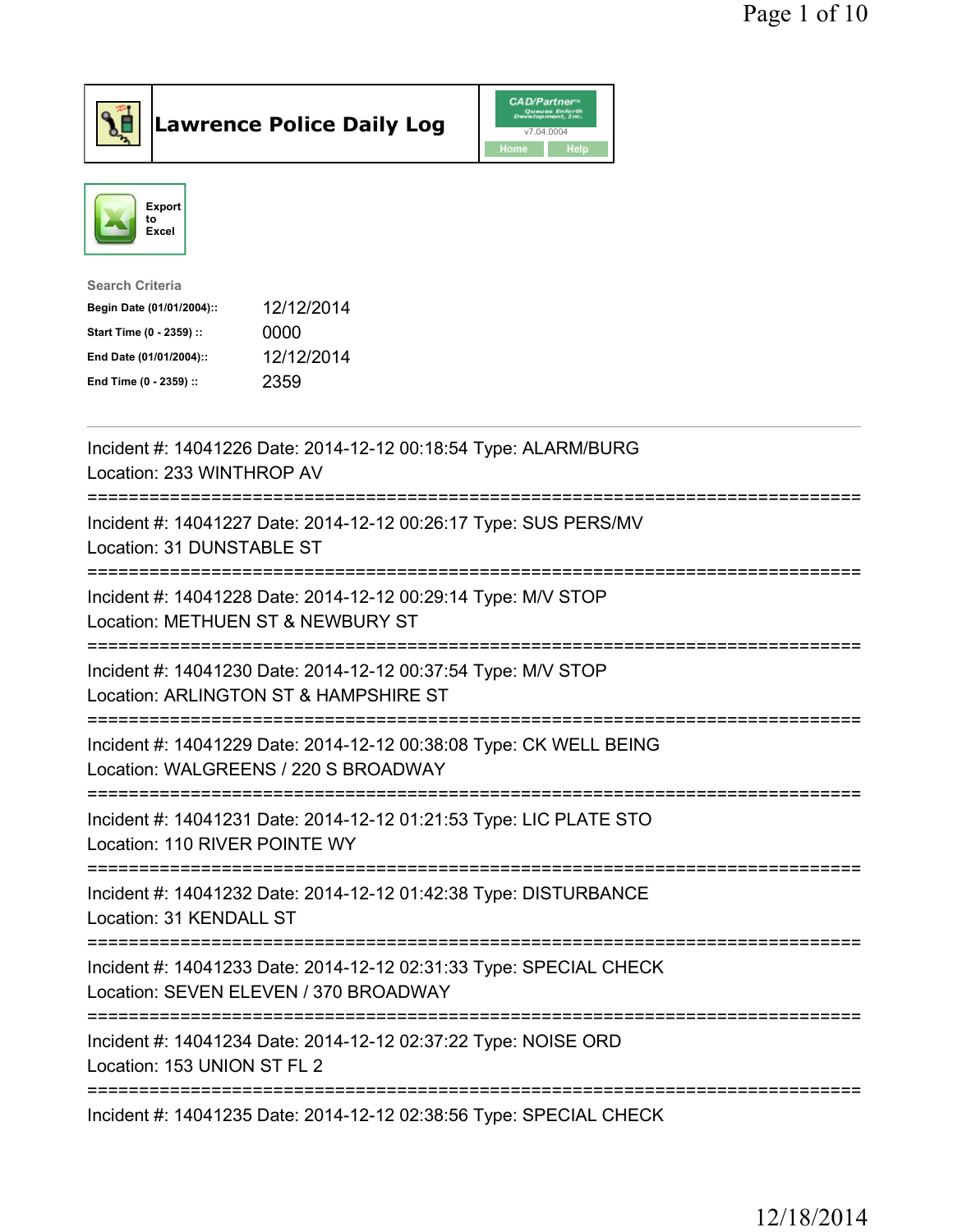# Lawrence Police Daily Log

CAD/Partner v7.04.0004

Home | Help

Export to Excel

**Search Criteria**

| | |
|---|---|
| **Begin Date (01/01/2004)::** | 12/12/2014 |
| **Start Time (0 - 2359) ::** | 0000 |
| **End Date (01/01/2004)::** | 12/12/2014 |
| **End Time (0 - 2359) ::** | 2359 |

---

Incident #: 14041226 Date: 2014-12-12 00:18:54 Type: ALARM/BURG
Location: 233 WINTHROP AV

===========================================================================

Incident #: 14041227 Date: 2014-12-12 00:26:17 Type: SUS PERS/MV
Location: 31 DUNSTABLE ST

===========================================================================

Incident #: 14041228 Date: 2014-12-12 00:29:14 Type: M/V STOP
Location: METHUEN ST & NEWBURY ST

===========================================================================

Incident #: 14041230 Date: 2014-12-12 00:37:54 Type: M/V STOP
Location: ARLINGTON ST & HAMPSHIRE ST

===========================================================================

Incident #: 14041229 Date: 2014-12-12 00:38:08 Type: CK WELL BEING
Location: WALGREENS / 220 S BROADWAY

===========================================================================

Incident #: 14041231 Date: 2014-12-12 01:21:53 Type: LIC PLATE STO
Location: 110 RIVER POINTE WY

===========================================================================

Incident #: 14041232 Date: 2014-12-12 01:42:38 Type: DISTURBANCE
Location: 31 KENDALL ST

===========================================================================

Incident #: 14041233 Date: 2014-12-12 02:31:33 Type: SPECIAL CHECK
Location: SEVEN ELEVEN / 370 BROADWAY

===========================================================================

Incident #: 14041234 Date: 2014-12-12 02:37:22 Type: NOISE ORD
Location: 153 UNION ST FL 2

===========================================================================

Incident #: 14041235 Date: 2014-12-12 02:38:56 Type: SPECIAL CHECK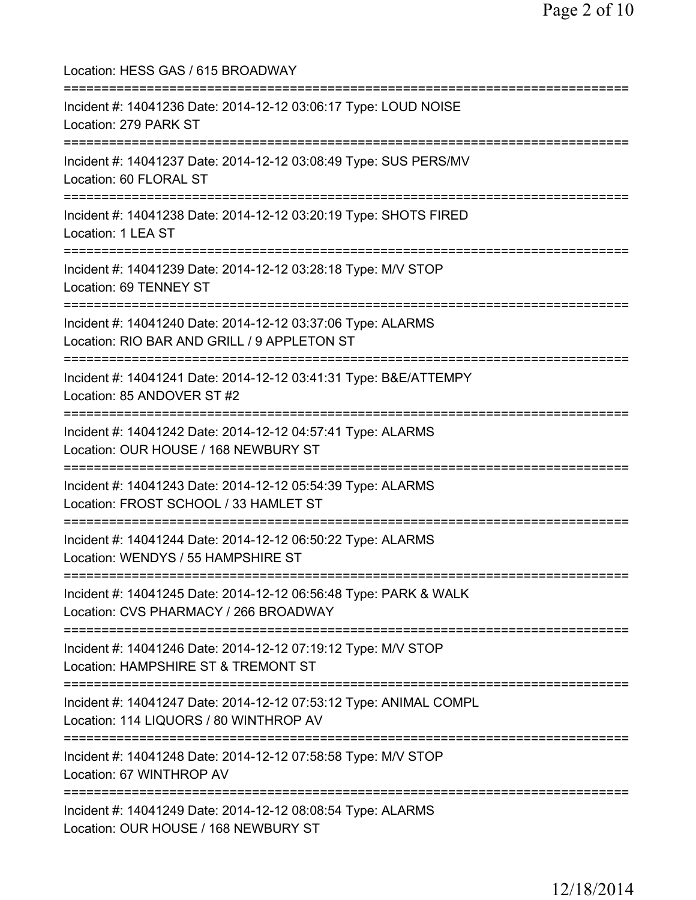Location: HESS GAS / 615 BROADWAY

===========================================================================

Incident #: 14041236 Date: 2014-12-12 03:06:17 Type: LOUD NOISE
Location: 279 PARK ST

===========================================================================

Incident #: 14041237 Date: 2014-12-12 03:08:49 Type: SUS PERS/MV
Location: 60 FLORAL ST

===========================================================================

Incident #: 14041238 Date: 2014-12-12 03:20:19 Type: SHOTS FIRED
Location: 1 LEA ST

===========================================================================

Incident #: 14041239 Date: 2014-12-12 03:28:18 Type: M/V STOP
Location: 69 TENNEY ST

===========================================================================

Incident #: 14041240 Date: 2014-12-12 03:37:06 Type: ALARMS
Location: RIO BAR AND GRILL / 9 APPLETON ST

===========================================================================

Incident #: 14041241 Date: 2014-12-12 03:41:31 Type: B&E/ATTEMPY
Location: 85 ANDOVER ST #2

===========================================================================

Incident #: 14041242 Date: 2014-12-12 04:57:41 Type: ALARMS
Location: OUR HOUSE / 168 NEWBURY ST

===========================================================================

Incident #: 14041243 Date: 2014-12-12 05:54:39 Type: ALARMS
Location: FROST SCHOOL / 33 HAMLET ST

===========================================================================

Incident #: 14041244 Date: 2014-12-12 06:50:22 Type: ALARMS
Location: WENDYS / 55 HAMPSHIRE ST

===========================================================================

Incident #: 14041245 Date: 2014-12-12 06:56:48 Type: PARK & WALK
Location: CVS PHARMACY / 266 BROADWAY

===========================================================================

Incident #: 14041246 Date: 2014-12-12 07:19:12 Type: M/V STOP
Location: HAMPSHIRE ST & TREMONT ST

===========================================================================

Incident #: 14041247 Date: 2014-12-12 07:53:12 Type: ANIMAL COMPL
Location: 114 LIQUORS / 80 WINTHROP AV

===========================================================================

Incident #: 14041248 Date: 2014-12-12 07:58:58 Type: M/V STOP
Location: 67 WINTHROP AV

===========================================================================

Incident #: 14041249 Date: 2014-12-12 08:08:54 Type: ALARMS
Location: OUR HOUSE / 168 NEWBURY ST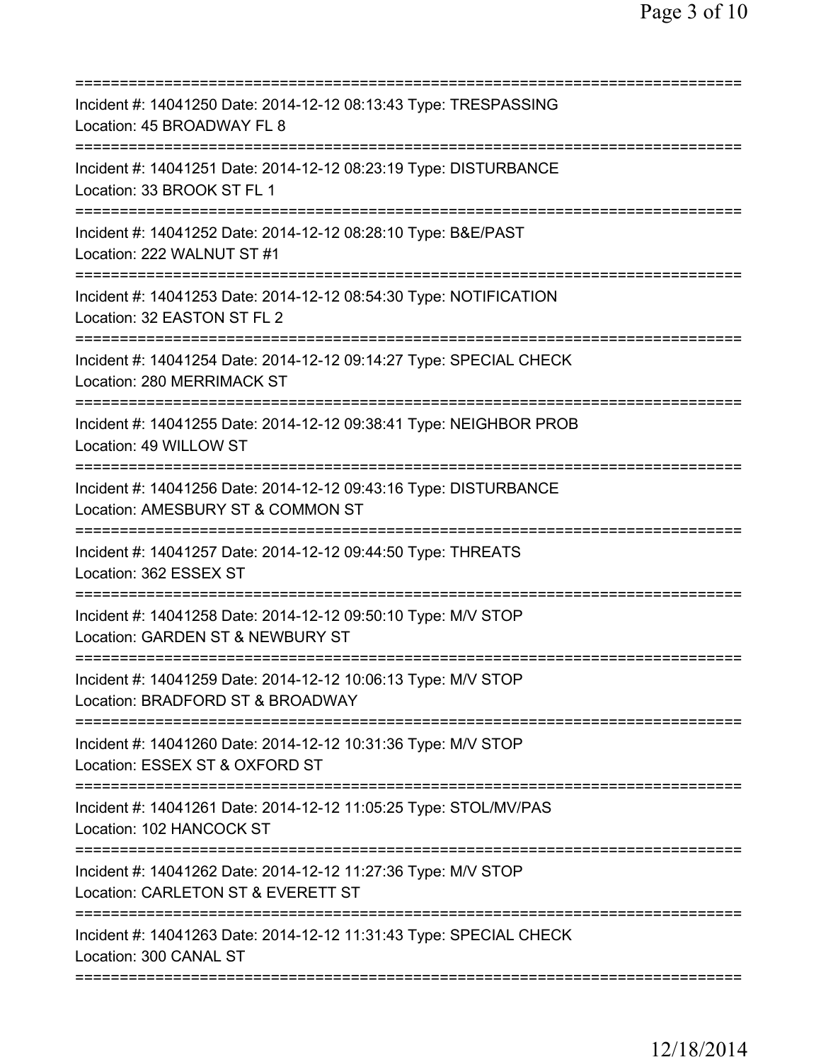===========================================================================
Incident #: 14041250 Date: 2014-12-12 08:13:43 Type: TRESPASSING
Location: 45 BROADWAY FL 8
===========================================================================
Incident #: 14041251 Date: 2014-12-12 08:23:19 Type: DISTURBANCE
Location: 33 BROOK ST FL 1
===========================================================================
Incident #: 14041252 Date: 2014-12-12 08:28:10 Type: B&E/PAST
Location: 222 WALNUT ST #1
===========================================================================
Incident #: 14041253 Date: 2014-12-12 08:54:30 Type: NOTIFICATION
Location: 32 EASTON ST FL 2
===========================================================================
Incident #: 14041254 Date: 2014-12-12 09:14:27 Type: SPECIAL CHECK
Location: 280 MERRIMACK ST
===========================================================================
Incident #: 14041255 Date: 2014-12-12 09:38:41 Type: NEIGHBOR PROB
Location: 49 WILLOW ST
===========================================================================
Incident #: 14041256 Date: 2014-12-12 09:43:16 Type: DISTURBANCE
Location: AMESBURY ST & COMMON ST
===========================================================================
Incident #: 14041257 Date: 2014-12-12 09:44:50 Type: THREATS
Location: 362 ESSEX ST
===========================================================================
Incident #: 14041258 Date: 2014-12-12 09:50:10 Type: M/V STOP
Location: GARDEN ST & NEWBURY ST
===========================================================================
Incident #: 14041259 Date: 2014-12-12 10:06:13 Type: M/V STOP
Location: BRADFORD ST & BROADWAY
===========================================================================
Incident #: 14041260 Date: 2014-12-12 10:31:36 Type: M/V STOP
Location: ESSEX ST & OXFORD ST
===========================================================================
Incident #: 14041261 Date: 2014-12-12 11:05:25 Type: STOL/MV/PAS
Location: 102 HANCOCK ST
===========================================================================
Incident #: 14041262 Date: 2014-12-12 11:27:36 Type: M/V STOP
Location: CARLETON ST & EVERETT ST
===========================================================================
Incident #: 14041263 Date: 2014-12-12 11:31:43 Type: SPECIAL CHECK
Location: 300 CANAL ST
===========================================================================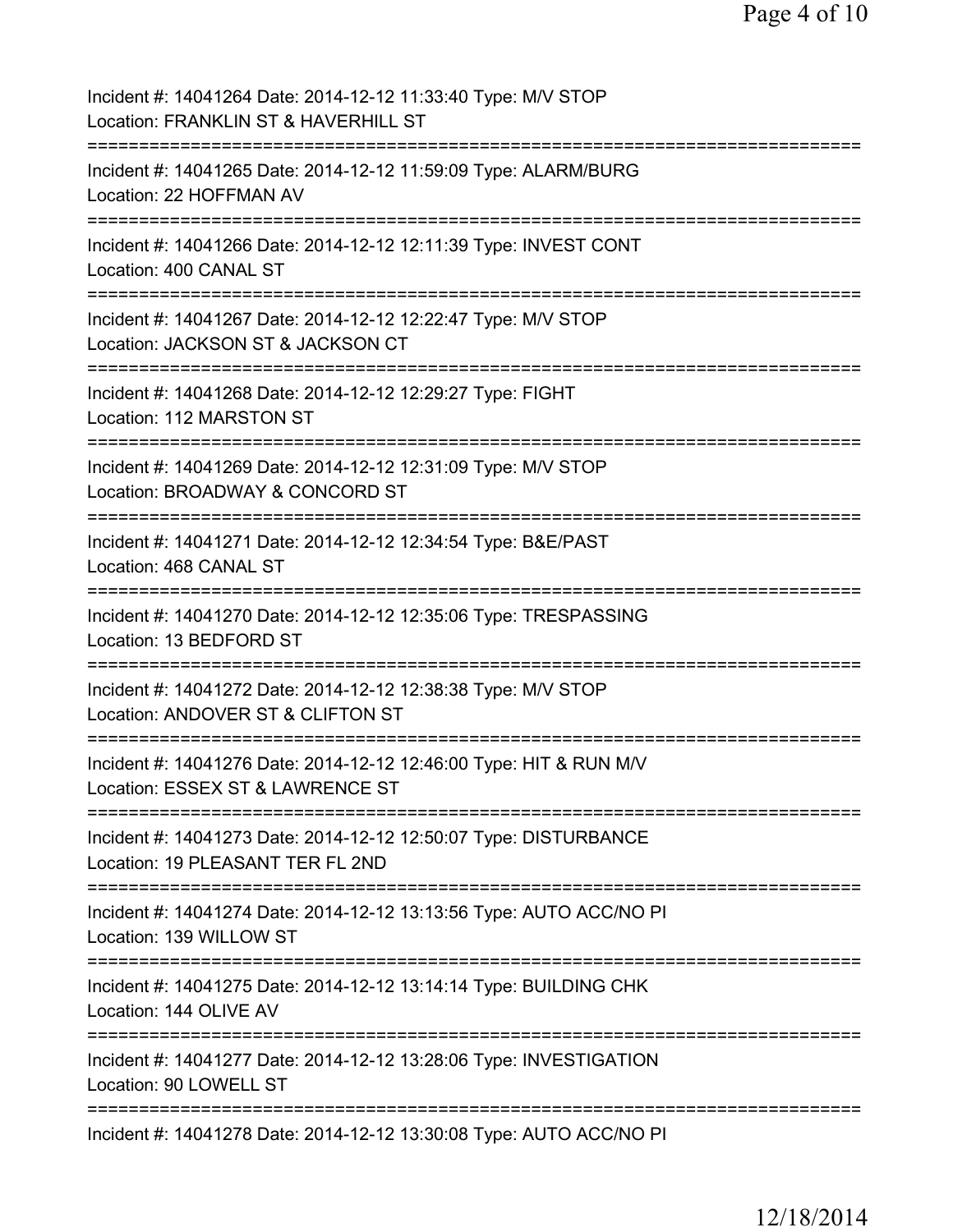Incident #: 14041264 Date: 2014-12-12 11:33:40 Type: M/V STOP
Location: FRANKLIN ST & HAVERHILL ST
===========================================================================
Incident #: 14041265 Date: 2014-12-12 11:59:09 Type: ALARM/BURG
Location: 22 HOFFMAN AV
===========================================================================
Incident #: 14041266 Date: 2014-12-12 12:11:39 Type: INVEST CONT
Location: 400 CANAL ST
===========================================================================
Incident #: 14041267 Date: 2014-12-12 12:22:47 Type: M/V STOP
Location: JACKSON ST & JACKSON CT
===========================================================================
Incident #: 14041268 Date: 2014-12-12 12:29:27 Type: FIGHT
Location: 112 MARSTON ST
===========================================================================
Incident #: 14041269 Date: 2014-12-12 12:31:09 Type: M/V STOP
Location: BROADWAY & CONCORD ST
===========================================================================
Incident #: 14041271 Date: 2014-12-12 12:34:54 Type: B&E/PAST
Location: 468 CANAL ST
===========================================================================
Incident #: 14041270 Date: 2014-12-12 12:35:06 Type: TRESPASSING
Location: 13 BEDFORD ST
===========================================================================
Incident #: 14041272 Date: 2014-12-12 12:38:38 Type: M/V STOP
Location: ANDOVER ST & CLIFTON ST
===========================================================================
Incident #: 14041276 Date: 2014-12-12 12:46:00 Type: HIT & RUN M/V
Location: ESSEX ST & LAWRENCE ST
===========================================================================
Incident #: 14041273 Date: 2014-12-12 12:50:07 Type: DISTURBANCE
Location: 19 PLEASANT TER FL 2ND
===========================================================================
Incident #: 14041274 Date: 2014-12-12 13:13:56 Type: AUTO ACC/NO PI
Location: 139 WILLOW ST
===========================================================================
Incident #: 14041275 Date: 2014-12-12 13:14:14 Type: BUILDING CHK
Location: 144 OLIVE AV
===========================================================================
Incident #: 14041277 Date: 2014-12-12 13:28:06 Type: INVESTIGATION
Location: 90 LOWELL ST
===========================================================================
Incident #: 14041278 Date: 2014-12-12 13:30:08 Type: AUTO ACC/NO PI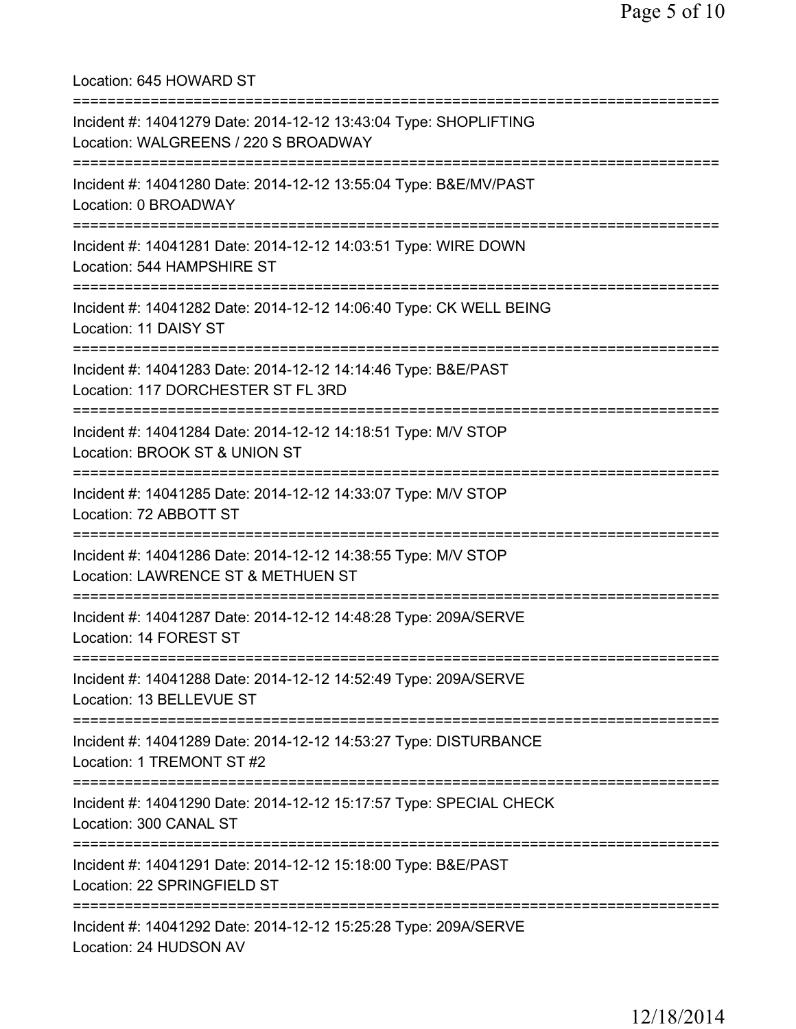Location: 645 HOWARD ST

===========================================================================

Incident #: 14041279 Date: 2014-12-12 13:43:04 Type: SHOPLIFTING
Location: WALGREENS / 220 S BROADWAY

===========================================================================

Incident #: 14041280 Date: 2014-12-12 13:55:04 Type: B&E/MV/PAST
Location: 0 BROADWAY

===========================================================================

Incident #: 14041281 Date: 2014-12-12 14:03:51 Type: WIRE DOWN
Location: 544 HAMPSHIRE ST

===========================================================================

Incident #: 14041282 Date: 2014-12-12 14:06:40 Type: CK WELL BEING
Location: 11 DAISY ST

===========================================================================

Incident #: 14041283 Date: 2014-12-12 14:14:46 Type: B&E/PAST
Location: 117 DORCHESTER ST FL 3RD

===========================================================================

Incident #: 14041284 Date: 2014-12-12 14:18:51 Type: M/V STOP
Location: BROOK ST & UNION ST

===========================================================================

Incident #: 14041285 Date: 2014-12-12 14:33:07 Type: M/V STOP
Location: 72 ABBOTT ST

===========================================================================

Incident #: 14041286 Date: 2014-12-12 14:38:55 Type: M/V STOP
Location: LAWRENCE ST & METHUEN ST

===========================================================================

Incident #: 14041287 Date: 2014-12-12 14:48:28 Type: 209A/SERVE
Location: 14 FOREST ST

===========================================================================

Incident #: 14041288 Date: 2014-12-12 14:52:49 Type: 209A/SERVE
Location: 13 BELLEVUE ST

===========================================================================

Incident #: 14041289 Date: 2014-12-12 14:53:27 Type: DISTURBANCE
Location: 1 TREMONT ST #2

===========================================================================

Incident #: 14041290 Date: 2014-12-12 15:17:57 Type: SPECIAL CHECK
Location: 300 CANAL ST

===========================================================================

Incident #: 14041291 Date: 2014-12-12 15:18:00 Type: B&E/PAST
Location: 22 SPRINGFIELD ST

===========================================================================

Incident #: 14041292 Date: 2014-12-12 15:25:28 Type: 209A/SERVE
Location: 24 HUDSON AV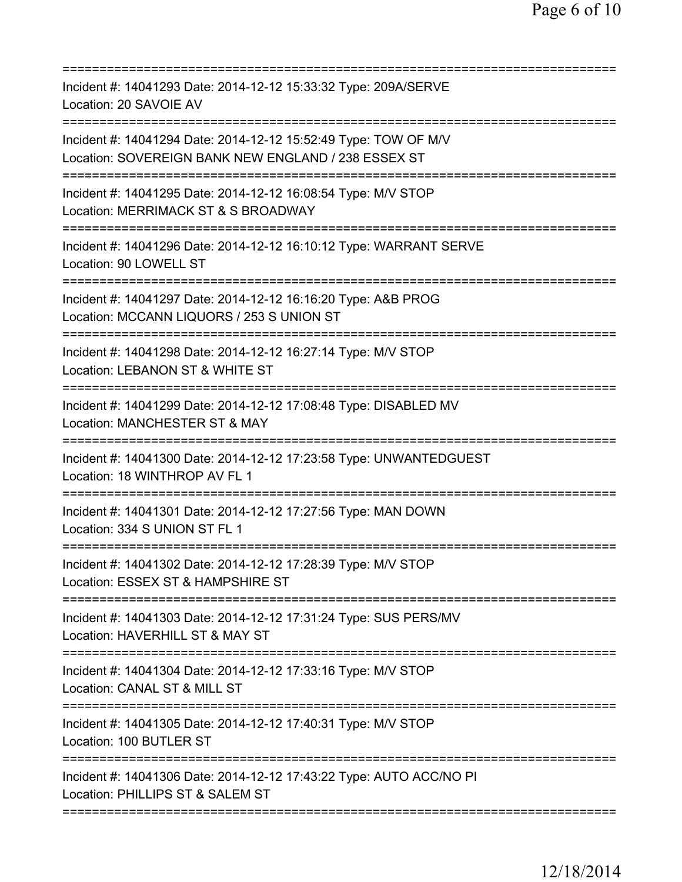===========================================================================
Incident #: 14041293 Date: 2014-12-12 15:33:32 Type: 209A/SERVE
Location: 20 SAVOIE AV
===========================================================================
Incident #: 14041294 Date: 2014-12-12 15:52:49 Type: TOW OF M/V
Location: SOVEREIGN BANK NEW ENGLAND / 238 ESSEX ST
===========================================================================
Incident #: 14041295 Date: 2014-12-12 16:08:54 Type: M/V STOP
Location: MERRIMACK ST & S BROADWAY
===========================================================================
Incident #: 14041296 Date: 2014-12-12 16:10:12 Type: WARRANT SERVE
Location: 90 LOWELL ST
===========================================================================
Incident #: 14041297 Date: 2014-12-12 16:16:20 Type: A&B PROG
Location: MCCANN LIQUORS / 253 S UNION ST
===========================================================================
Incident #: 14041298 Date: 2014-12-12 16:27:14 Type: M/V STOP
Location: LEBANON ST & WHITE ST
===========================================================================
Incident #: 14041299 Date: 2014-12-12 17:08:48 Type: DISABLED MV
Location: MANCHESTER ST & MAY
===========================================================================
Incident #: 14041300 Date: 2014-12-12 17:23:58 Type: UNWANTEDGUEST
Location: 18 WINTHROP AV FL 1
===========================================================================
Incident #: 14041301 Date: 2014-12-12 17:27:56 Type: MAN DOWN
Location: 334 S UNION ST FL 1
===========================================================================
Incident #: 14041302 Date: 2014-12-12 17:28:39 Type: M/V STOP
Location: ESSEX ST & HAMPSHIRE ST
===========================================================================
Incident #: 14041303 Date: 2014-12-12 17:31:24 Type: SUS PERS/MV
Location: HAVERHILL ST & MAY ST
===========================================================================
Incident #: 14041304 Date: 2014-12-12 17:33:16 Type: M/V STOP
Location: CANAL ST & MILL ST
===========================================================================
Incident #: 14041305 Date: 2014-12-12 17:40:31 Type: M/V STOP
Location: 100 BUTLER ST
===========================================================================
Incident #: 14041306 Date: 2014-12-12 17:43:22 Type: AUTO ACC/NO PI
Location: PHILLIPS ST & SALEM ST
===========================================================================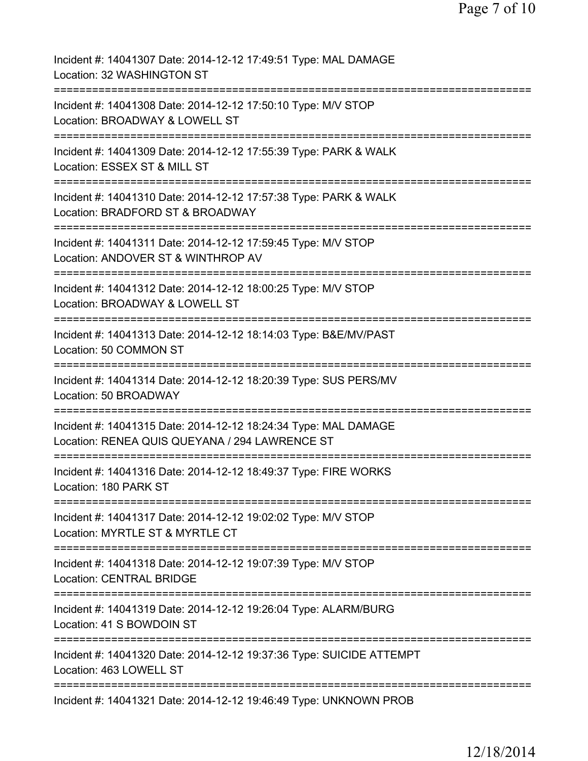Incident #: 14041307 Date: 2014-12-12 17:49:51 Type: MAL DAMAGE
Location: 32 WASHINGTON ST
===========================================================================
Incident #: 14041308 Date: 2014-12-12 17:50:10 Type: M/V STOP
Location: BROADWAY & LOWELL ST
===========================================================================
Incident #: 14041309 Date: 2014-12-12 17:55:39 Type: PARK & WALK
Location: ESSEX ST & MILL ST
===========================================================================
Incident #: 14041310 Date: 2014-12-12 17:57:38 Type: PARK & WALK
Location: BRADFORD ST & BROADWAY
===========================================================================
Incident #: 14041311 Date: 2014-12-12 17:59:45 Type: M/V STOP
Location: ANDOVER ST & WINTHROP AV
===========================================================================
Incident #: 14041312 Date: 2014-12-12 18:00:25 Type: M/V STOP
Location: BROADWAY & LOWELL ST
===========================================================================
Incident #: 14041313 Date: 2014-12-12 18:14:03 Type: B&E/MV/PAST
Location: 50 COMMON ST
===========================================================================
Incident #: 14041314 Date: 2014-12-12 18:20:39 Type: SUS PERS/MV
Location: 50 BROADWAY
===========================================================================
Incident #: 14041315 Date: 2014-12-12 18:24:34 Type: MAL DAMAGE
Location: RENEA QUIS QUEYANA / 294 LAWRENCE ST
===========================================================================
Incident #: 14041316 Date: 2014-12-12 18:49:37 Type: FIRE WORKS
Location: 180 PARK ST
===========================================================================
Incident #: 14041317 Date: 2014-12-12 19:02:02 Type: M/V STOP
Location: MYRTLE ST & MYRTLE CT
===========================================================================
Incident #: 14041318 Date: 2014-12-12 19:07:39 Type: M/V STOP
Location: CENTRAL BRIDGE
===========================================================================
Incident #: 14041319 Date: 2014-12-12 19:26:04 Type: ALARM/BURG
Location: 41 S BOWDOIN ST
===========================================================================
Incident #: 14041320 Date: 2014-12-12 19:37:36 Type: SUICIDE ATTEMPT
Location: 463 LOWELL ST
===========================================================================
Incident #: 14041321 Date: 2014-12-12 19:46:49 Type: UNKNOWN PROB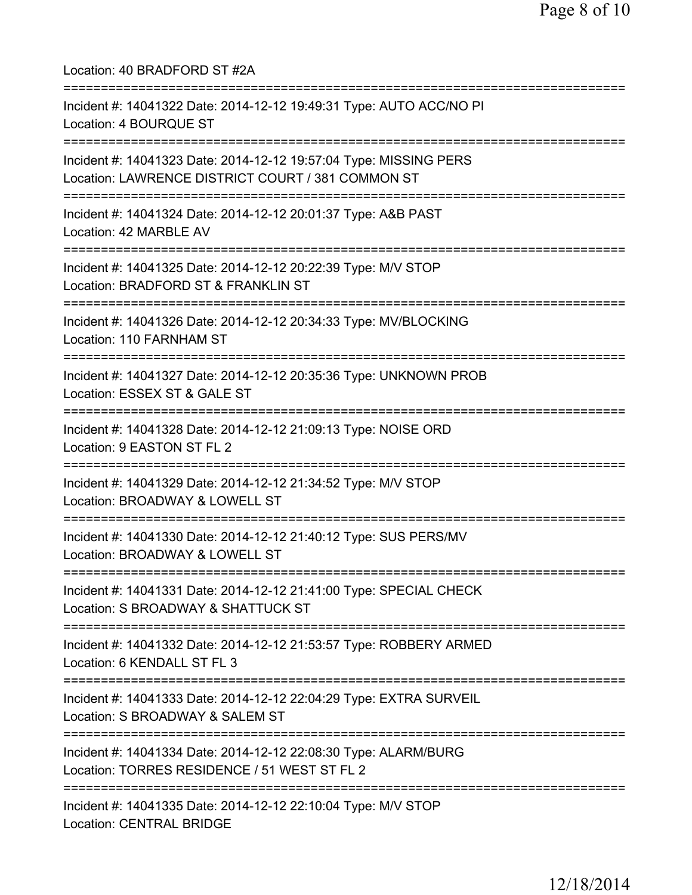Location: 40 BRADFORD ST #2A

===========================================================================

Incident #: 14041322 Date: 2014-12-12 19:49:31 Type: AUTO ACC/NO PI
Location: 4 BOURQUE ST

===========================================================================

Incident #: 14041323 Date: 2014-12-12 19:57:04 Type: MISSING PERS
Location: LAWRENCE DISTRICT COURT / 381 COMMON ST

===========================================================================

Incident #: 14041324 Date: 2014-12-12 20:01:37 Type: A&B PAST
Location: 42 MARBLE AV

===========================================================================

Incident #: 14041325 Date: 2014-12-12 20:22:39 Type: M/V STOP
Location: BRADFORD ST & FRANKLIN ST

===========================================================================

Incident #: 14041326 Date: 2014-12-12 20:34:33 Type: MV/BLOCKING
Location: 110 FARNHAM ST

===========================================================================

Incident #: 14041327 Date: 2014-12-12 20:35:36 Type: UNKNOWN PROB
Location: ESSEX ST & GALE ST

===========================================================================

Incident #: 14041328 Date: 2014-12-12 21:09:13 Type: NOISE ORD
Location: 9 EASTON ST FL 2

===========================================================================

Incident #: 14041329 Date: 2014-12-12 21:34:52 Type: M/V STOP
Location: BROADWAY & LOWELL ST

===========================================================================

Incident #: 14041330 Date: 2014-12-12 21:40:12 Type: SUS PERS/MV
Location: BROADWAY & LOWELL ST

===========================================================================

Incident #: 14041331 Date: 2014-12-12 21:41:00 Type: SPECIAL CHECK
Location: S BROADWAY & SHATTUCK ST

===========================================================================

Incident #: 14041332 Date: 2014-12-12 21:53:57 Type: ROBBERY ARMED
Location: 6 KENDALL ST FL 3

===========================================================================

Incident #: 14041333 Date: 2014-12-12 22:04:29 Type: EXTRA SURVEIL
Location: S BROADWAY & SALEM ST

===========================================================================

Incident #: 14041334 Date: 2014-12-12 22:08:30 Type: ALARM/BURG
Location: TORRES RESIDENCE / 51 WEST ST FL 2

===========================================================================

Incident #: 14041335 Date: 2014-12-12 22:10:04 Type: M/V STOP
Location: CENTRAL BRIDGE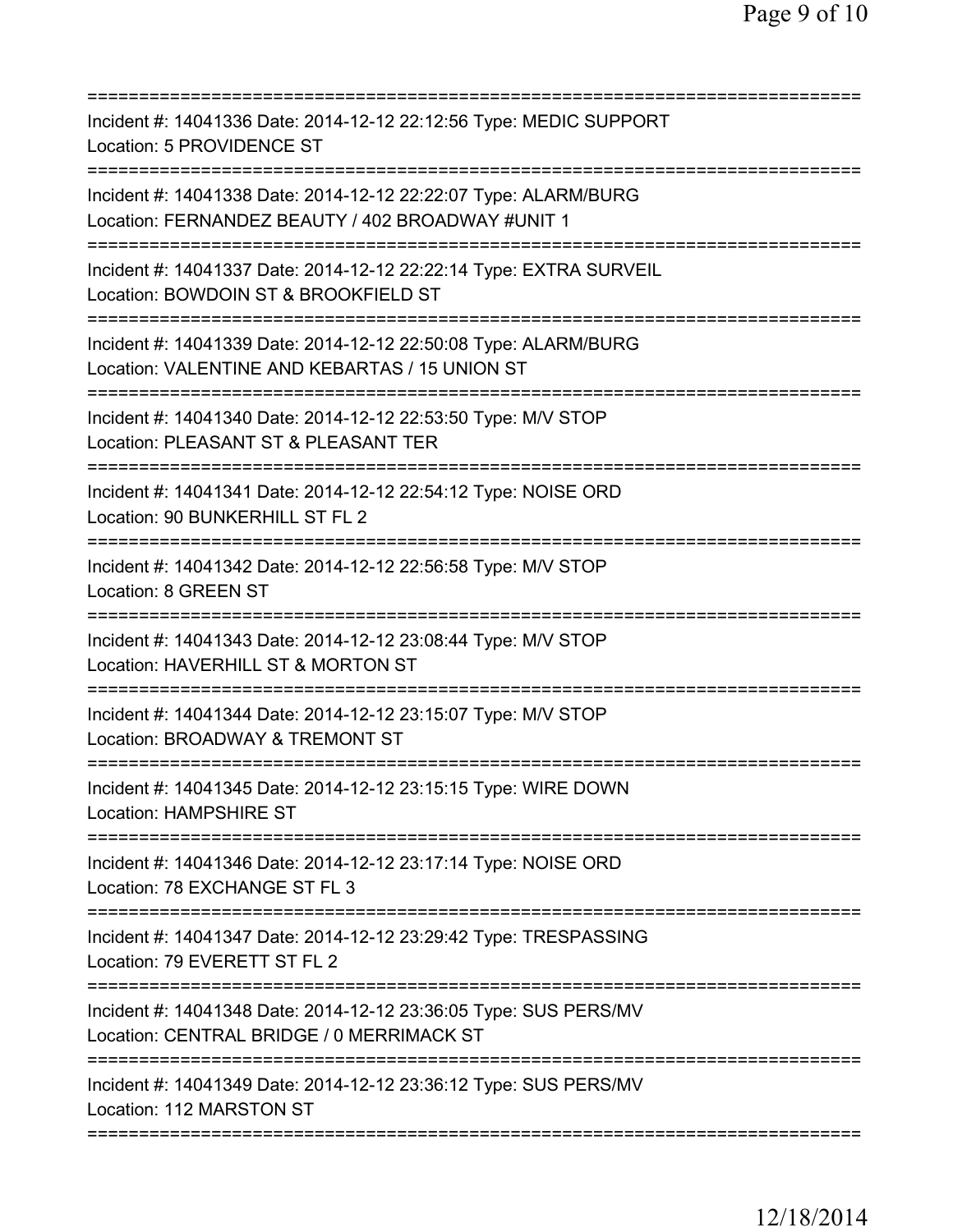===========================================================================

Incident #: 14041336 Date: 2014-12-12 22:12:56 Type: MEDIC SUPPORT
Location: 5 PROVIDENCE ST

===========================================================================

Incident #: 14041338 Date: 2014-12-12 22:22:07 Type: ALARM/BURG
Location: FERNANDEZ BEAUTY / 402 BROADWAY #UNIT 1

===========================================================================

Incident #: 14041337 Date: 2014-12-12 22:22:14 Type: EXTRA SURVEIL
Location: BOWDOIN ST & BROOKFIELD ST

===========================================================================

Incident #: 14041339 Date: 2014-12-12 22:50:08 Type: ALARM/BURG
Location: VALENTINE AND KEBARTAS / 15 UNION ST

===========================================================================

Incident #: 14041340 Date: 2014-12-12 22:53:50 Type: M/V STOP
Location: PLEASANT ST & PLEASANT TER

===========================================================================

Incident #: 14041341 Date: 2014-12-12 22:54:12 Type: NOISE ORD
Location: 90 BUNKERHILL ST FL 2

===========================================================================

Incident #: 14041342 Date: 2014-12-12 22:56:58 Type: M/V STOP
Location: 8 GREEN ST

===========================================================================

Incident #: 14041343 Date: 2014-12-12 23:08:44 Type: M/V STOP
Location: HAVERHILL ST & MORTON ST

===========================================================================

Incident #: 14041344 Date: 2014-12-12 23:15:07 Type: M/V STOP
Location: BROADWAY & TREMONT ST

===========================================================================

Incident #: 14041345 Date: 2014-12-12 23:15:15 Type: WIRE DOWN
Location: HAMPSHIRE ST

===========================================================================

Incident #: 14041346 Date: 2014-12-12 23:17:14 Type: NOISE ORD
Location: 78 EXCHANGE ST FL 3

===========================================================================

Incident #: 14041347 Date: 2014-12-12 23:29:42 Type: TRESPASSING
Location: 79 EVERETT ST FL 2

===========================================================================

Incident #: 14041348 Date: 2014-12-12 23:36:05 Type: SUS PERS/MV
Location: CENTRAL BRIDGE / 0 MERRIMACK ST

===========================================================================

Incident #: 14041349 Date: 2014-12-12 23:36:12 Type: SUS PERS/MV
Location: 112 MARSTON ST

===========================================================================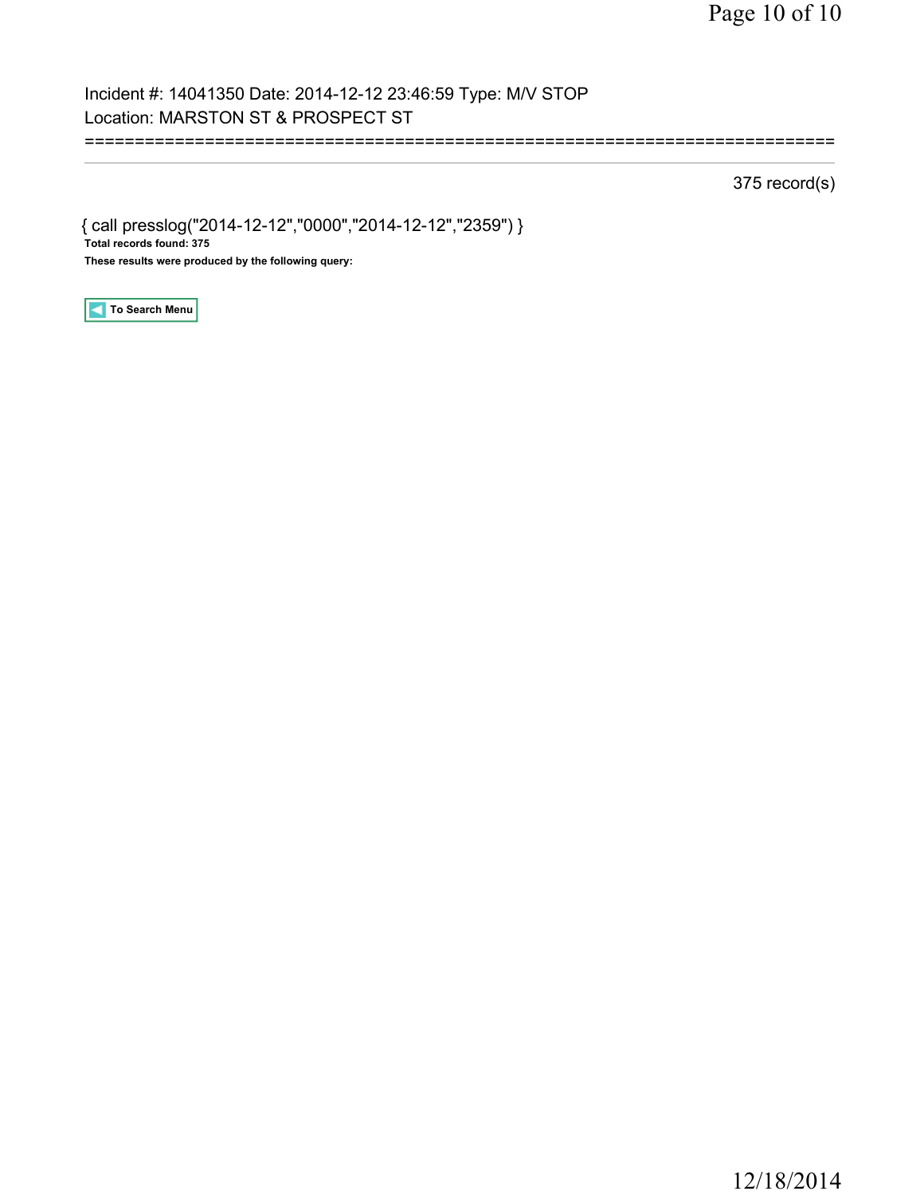Incident #: 14041350 Date: 2014-12-12 23:46:59 Type: M/V STOP
Location: MARSTON ST & PROSPECT ST

===========================================================================

---

375 record(s)

{ call presslog("2014-12-12","0000","2014-12-12","2359") }

**Total records found: 375**

**These results were produced by the following query:**

**To Search Menu**